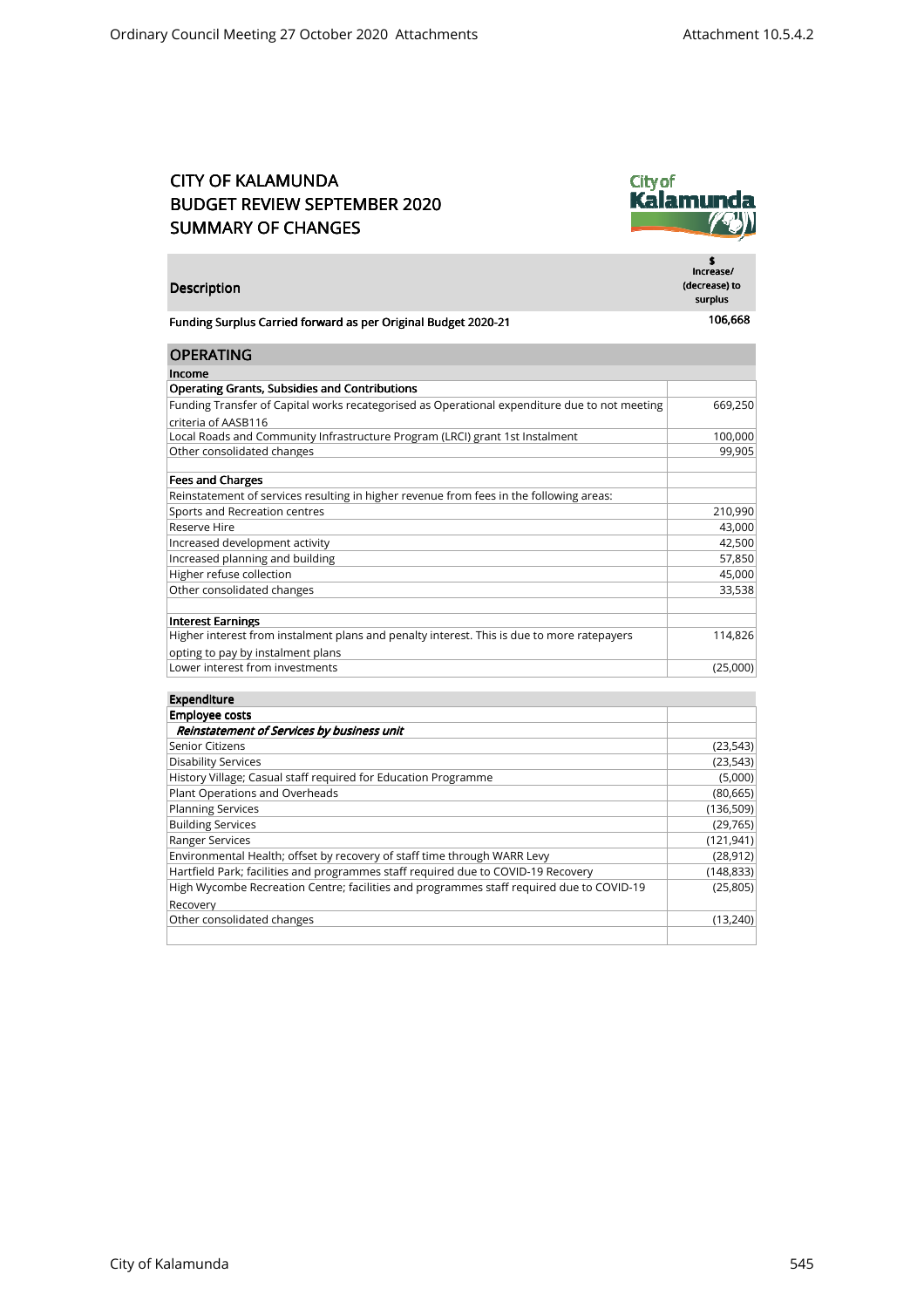# CITY OF KALAMUNDA
# BUDGET REVIEW SEPTEMBER 2020
# SUMMARY OF CHANGES

| Description | $ Increase/ (decrease) to surplus |
|---|---|
| **Funding Surplus Carried forward as per Original Budget 2020-21** | 106,668 |
| **OPERATING** | |
| **Income** | |
| **Operating Grants, Subsidies and Contributions** | |
| Funding Transfer of Capital works recategorised as Operational expenditure due to not meeting criteria of AASB116 | 669,250 |
| Local Roads and Community Infrastructure Program (LRCI) grant 1st Instalment | 100,000 |
| Other consolidated changes | 99,905 |
| | |
| **Fees and Charges** | |
| Reinstatement of services resulting in higher revenue from fees in the following areas: | |
| Sports and Recreation centres | 210,990 |
| Reserve Hire | 43,000 |
| Increased development activity | 42,500 |
| Increased planning and building | 57,850 |
| Higher refuse collection | 45,000 |
| Other consolidated changes | 33,538 |
| | |
| **Interest Earnings** | |
| Higher interest from instalment plans and penalty interest. This is due to more ratepayers opting to pay by instalment plans | 114,826 |
| Lower interest from investments | (25,000) |
| | |
| **Expenditure** | |
| **Employee costs** | |
| ***Reinstatement of Services by business unit*** | |
| Senior Citizens | (23,543) |
| Disability Services | (23,543) |
| History Village; Casual staff required for Education Programme | (5,000) |
| Plant Operations and Overheads | (80,665) |
| Planning Services | (136,509) |
| Building Services | (29,765) |
| Ranger Services | (121,941) |
| Environmental Health; offset by recovery of staff time through WARR Levy | (28,912) |
| Hartfield Park; facilities and programmes staff required due to COVID-19 Recovery | (148,833) |
| High Wycombe Recreation Centre; facilities and programmes staff required due to COVID-19 Recovery | (25,805) |
| Other consolidated changes | (13,240) |
| | |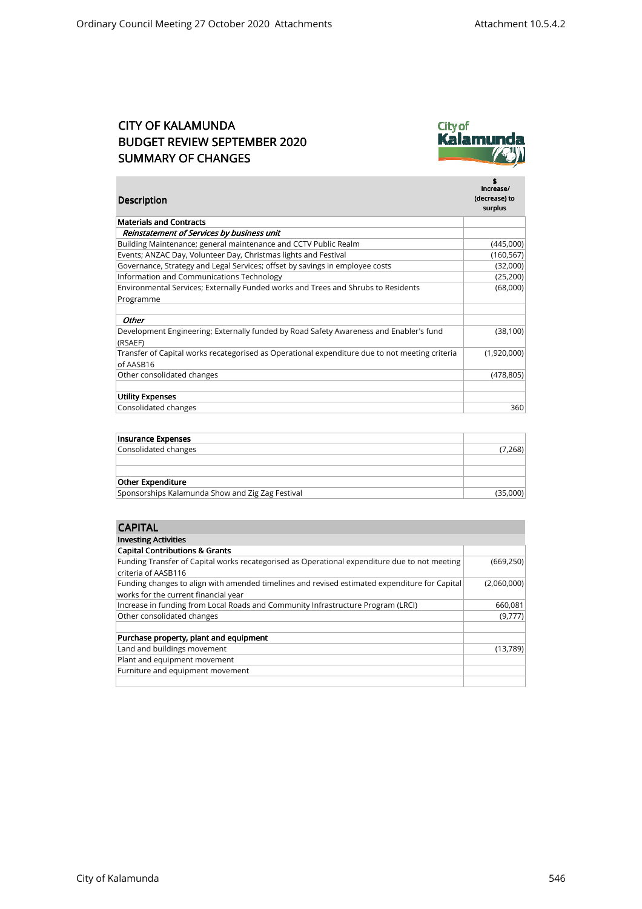# CITY OF KALAMUNDA
# BUDGET REVIEW SEPTEMBER 2020
# SUMMARY OF CHANGES

| Description | $ Increase/ (decrease) to surplus |
|---|---|
| **Materials and Contracts** | |
| ***Reinstatement of Services by business unit*** | |
| Building Maintenance; general maintenance and CCTV Public Realm | (445,000) |
| Events; ANZAC Day, Volunteer Day, Christmas lights and Festival | (160,567) |
| Governance, Strategy and Legal Services; offset by savings in employee costs | (32,000) |
| Information and Communications Technology | (25,200) |
| Environmental Services; Externally Funded works and Trees and Shrubs to Residents Programme | (68,000) |
| | |
| ***Other*** | |
| Development Engineering; Externally funded by Road Safety Awareness and Enabler's fund (RSAEF) | (38,100) |
| Transfer of Capital works recategorised as Operational expenditure due to not meeting criteria of AASB16 | (1,920,000) |
| Other consolidated changes | (478,805) |
| | |
| **Utility Expenses** | |
| Consolidated changes | 360 |

| | |
|---|---|
| **Insurance Expenses** | |
| Consolidated changes | (7,268) |
| | |
| | |
| **Other Expenditure** | |
| Sponsorships Kalamunda Show and Zig Zag Festival | (35,000) |

| **CAPITAL** | |
|---|---|
| **Investing Activities** | |
| **Capital Contributions & Grants** | |
| Funding Transfer of Capital works recategorised as Operational expenditure due to not meeting criteria of AASB116 | (669,250) |
| Funding changes to align with amended timelines and revised estimated expenditure for Capital works for the current financial year | (2,060,000) |
| Increase in funding from Local Roads and Community Infrastructure Program (LRCI) | 660,081 |
| Other consolidated changes | (9,777) |
| | |
| **Purchase property, plant and equipment** | |
| Land and buildings movement | (13,789) |
| Plant and equipment movement | |
| Furniture and equipment movement | |
| | |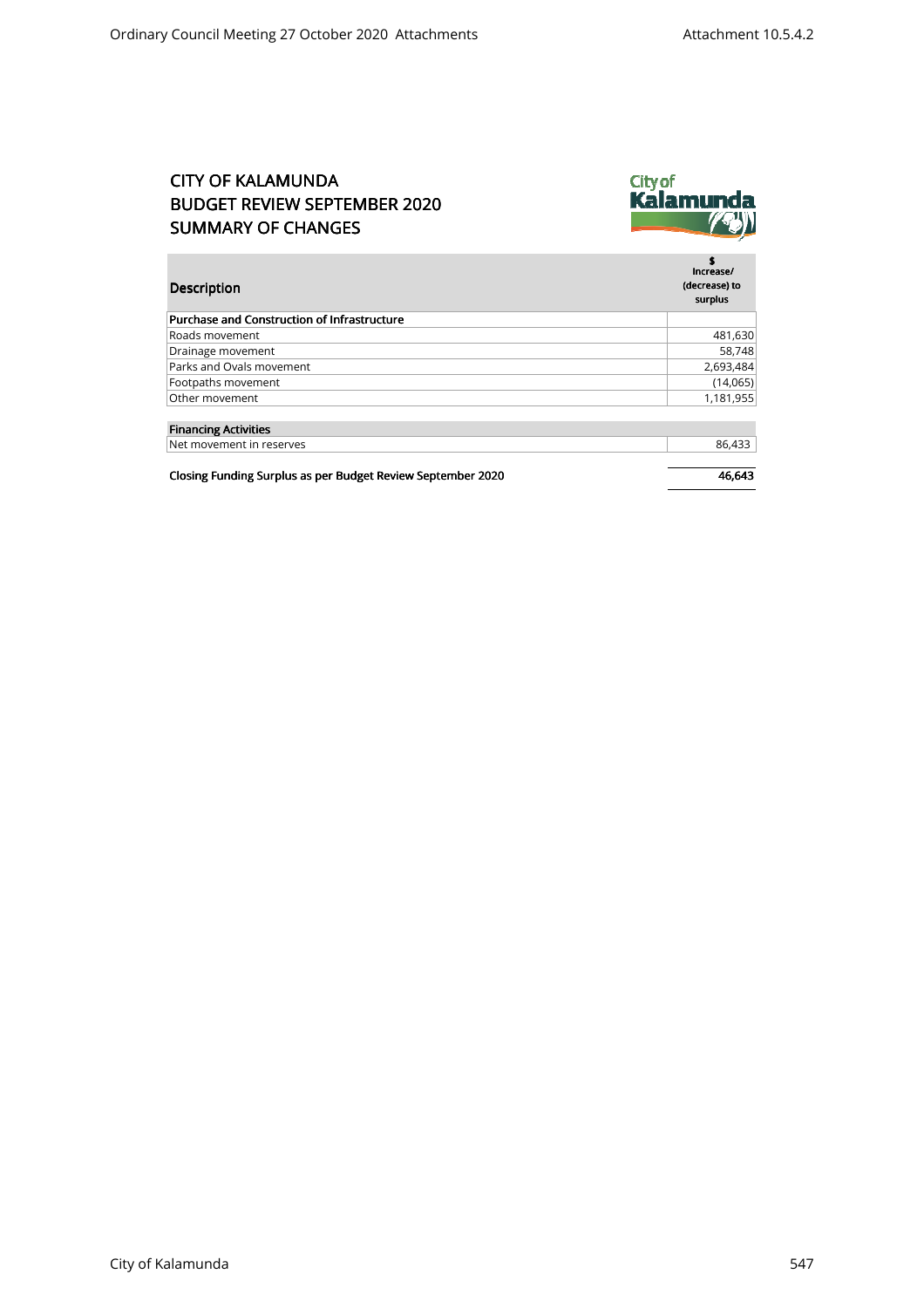# CITY OF KALAMUNDA
# BUDGET REVIEW SEPTEMBER 2020
# SUMMARY OF CHANGES

| Description | $ Increase/ (decrease) to surplus |
|---|---|
| **Purchase and Construction of Infrastructure** | |
| Roads movement | 481,630 |
| Drainage movement | 58,748 |
| Parks and Ovals movement | 2,693,484 |
| Footpaths movement | (14,065) |
| Other movement | 1,181,955 |
| | |
| **Financing Activities** | |
| Net movement in reserves | 86,433 |
| | |
| **Closing Funding Surplus as per Budget Review September 2020** | **46,643** |